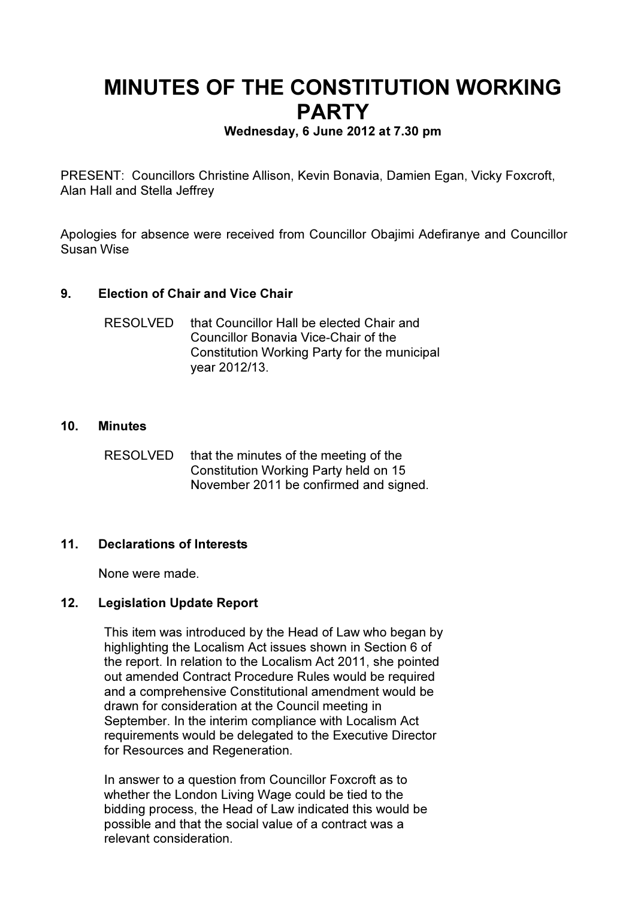# MINUTES OF THE CONSTITUTION WORKING PARTY

**Wednesday, 6 June 2012 at 7.30 pm**

PRESENT: Councillors Christine Allison, Kevin Bonavia, Damien Egan, Vicky Foxcroft, Alan Hall and Stella Jeffrey

Apologies for absence were received from Councillor Obajimi Adefiranye and Councillor Susan Wise

## 9. Election of Chair and Vice Chair

RESOLVED that Councillor Hall be elected Chair and Councillor Bonavia Vice-Chair of the Constitution Working Party for the municipal year 2012/13.

## 10. Minutes

RESOLVED that the minutes of the meeting of the Constitution Working Party held on 15 November 2011 be confirmed and signed.

## 11. Declarations of Interests

None were made.

## 12. Legislation Update Report

This item was introduced by the Head of Law who began by highlighting the Localism Act issues shown in Section 6 of the report. In relation to the Localism Act 2011, she pointed out amended Contract Procedure Rules would be required and a comprehensive Constitutional amendment would be drawn for consideration at the Council meeting in September. In the interim compliance with Localism Act requirements would be delegated to the Executive Director for Resources and Regeneration.

In answer to a question from Councillor Foxcroft as to whether the London Living Wage could be tied to the bidding process, the Head of Law indicated this would be possible and that the social value of a contract was a relevant consideration.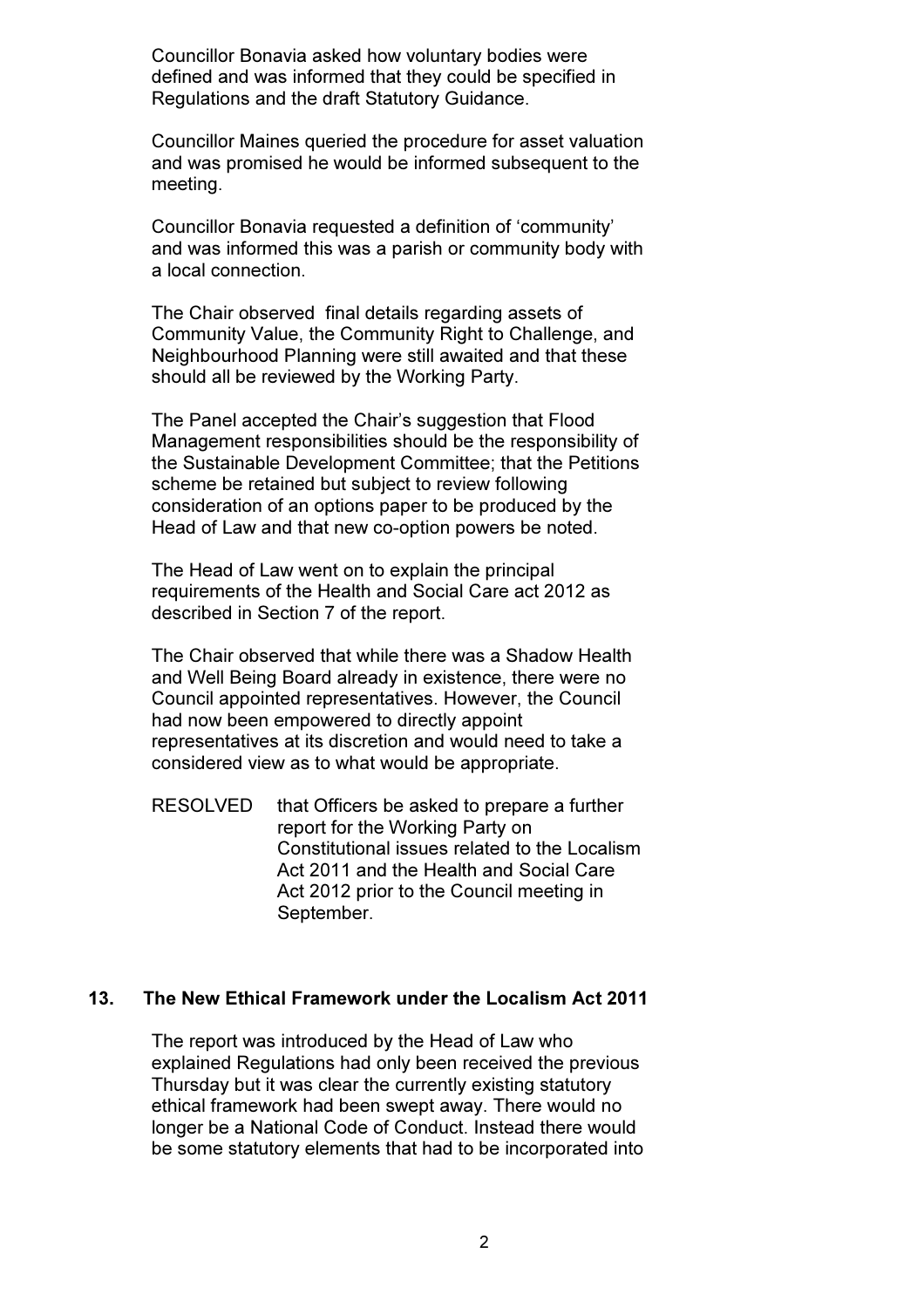Councillor Bonavia asked how voluntary bodies were defined and was informed that they could be specified in Regulations and the draft Statutory Guidance.

Councillor Maines queried the procedure for asset valuation and was promised he would be informed subsequent to the meeting.

Councillor Bonavia requested a definition of 'community' and was informed this was a parish or community body with a local connection.

The Chair observed final details regarding assets of Community Value, the Community Right to Challenge, and Neighbourhood Planning were still awaited and that these should all be reviewed by the Working Party.

The Panel accepted the Chair's suggestion that Flood Management responsibilities should be the responsibility of the Sustainable Development Committee; that the Petitions scheme be retained but subject to review following consideration of an options paper to be produced by the Head of Law and that new co-option powers be noted.

The Head of Law went on to explain the principal requirements of the Health and Social Care act 2012 as described in Section 7 of the report.

The Chair observed that while there was a Shadow Health and Well Being Board already in existence, there were no Council appointed representatives. However, the Council had now been empowered to directly appoint representatives at its discretion and would need to take a considered view as to what would be appropriate.

RESOLVED that Officers be asked to prepare a further report for the Working Party on Constitutional issues related to the Localism Act 2011 and the Health and Social Care Act 2012 prior to the Council meeting in September.

## 13. The New Ethical Framework under the Localism Act 2011

The report was introduced by the Head of Law who explained Regulations had only been received the previous Thursday but it was clear the currently existing statutory ethical framework had been swept away. There would no longer be a National Code of Conduct. Instead there would be some statutory elements that had to be incorporated into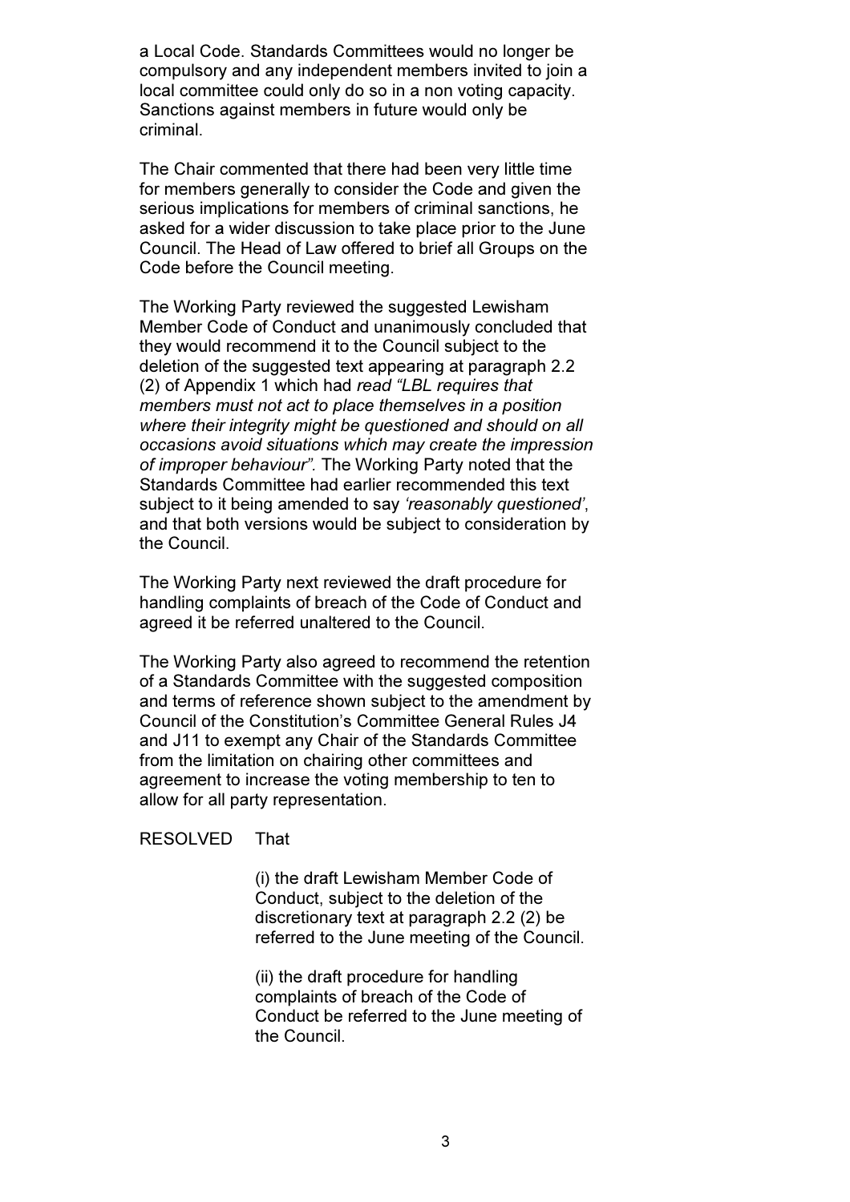a Local Code. Standards Committees would no longer be compulsory and any independent members invited to join a local committee could only do so in a non voting capacity. Sanctions against members in future would only be criminal.

The Chair commented that there had been very little time for members generally to consider the Code and given the serious implications for members of criminal sanctions, he asked for a wider discussion to take place prior to the June Council. The Head of Law offered to brief all Groups on the Code before the Council meeting.

The Working Party reviewed the suggested Lewisham Member Code of Conduct and unanimously concluded that they would recommend it to the Council subject to the deletion of the suggested text appearing at paragraph 2.2 (2) of Appendix 1 which had *read "LBL requires that members must not act to place themselves in a position where their integrity might be questioned and should on all occasions avoid situations which may create the impression of improper behaviour".* The Working Party noted that the Standards Committee had earlier recommended this text subject to it being amended to say *'reasonably questioned'*, and that both versions would be subject to consideration by the Council.

The Working Party next reviewed the draft procedure for handling complaints of breach of the Code of Conduct and agreed it be referred unaltered to the Council.

The Working Party also agreed to recommend the retention of a Standards Committee with the suggested composition and terms of reference shown subject to the amendment by Council of the Constitution's Committee General Rules J4 and J11 to exempt any Chair of the Standards Committee from the limitation on chairing other committees and agreement to increase the voting membership to ten to allow for all party representation.

RESOLVED That

(i) the draft Lewisham Member Code of Conduct, subject to the deletion of the discretionary text at paragraph 2.2 (2) be referred to the June meeting of the Council.

(ii) the draft procedure for handling complaints of breach of the Code of Conduct be referred to the June meeting of the Council.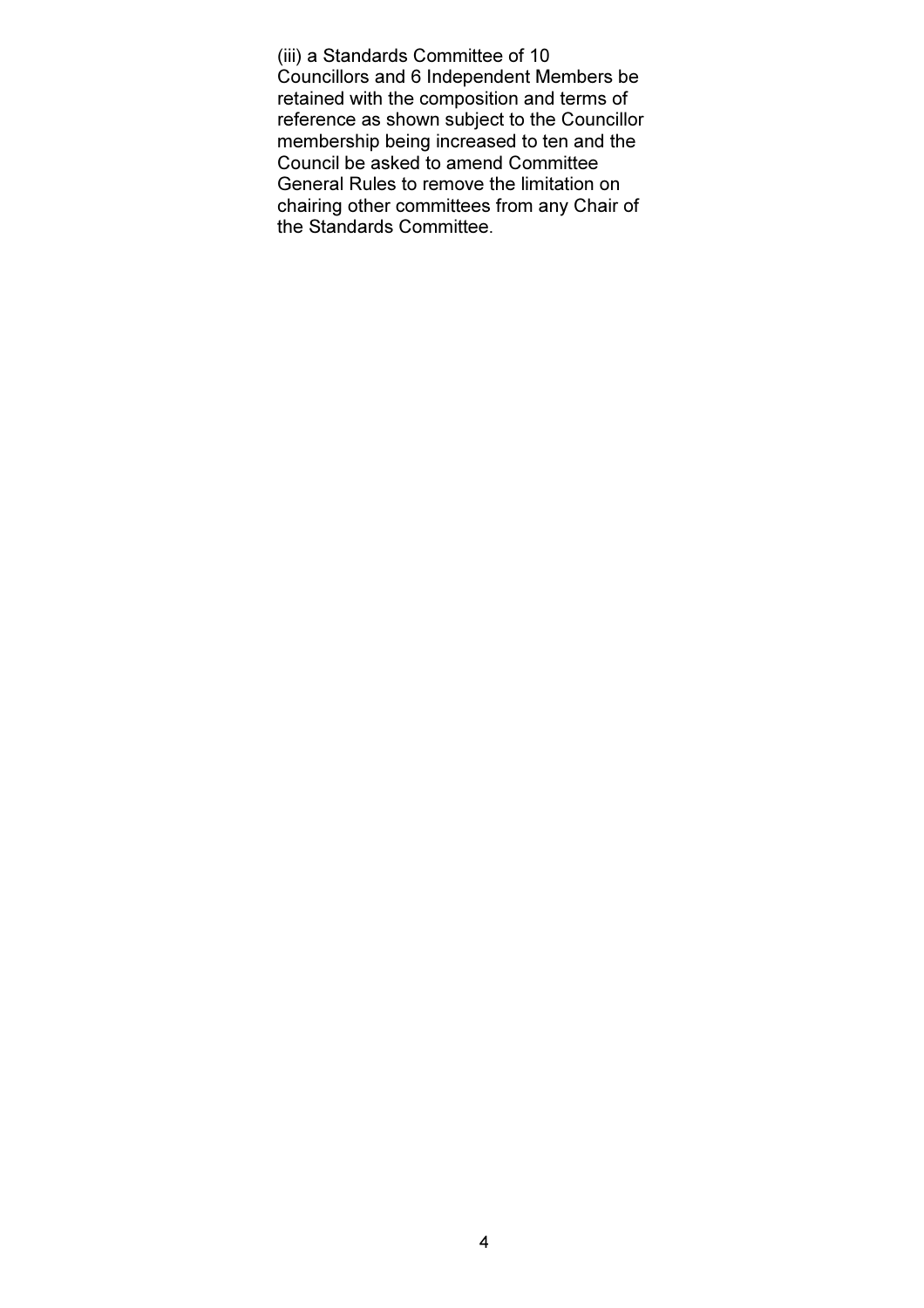(iii) a Standards Committee of 10 Councillors and 6 Independent Members be retained with the composition and terms of reference as shown subject to the Councillor membership being increased to ten and the Council be asked to amend Committee General Rules to remove the limitation on chairing other committees from any Chair of the Standards Committee.